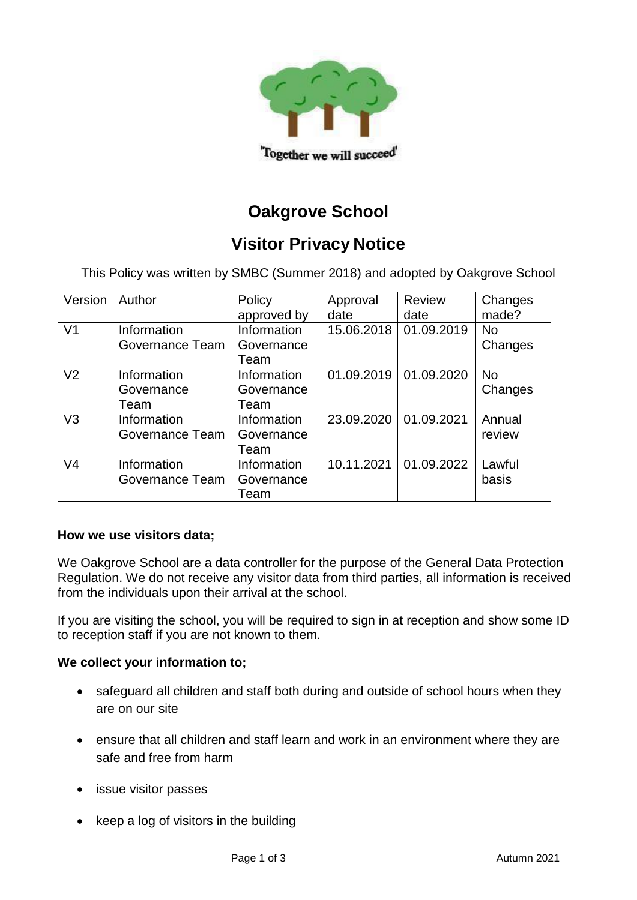'Together we will succeed'

# Oakgrove School

## Visitor Privacy Notice

This Policy was written by SMBC (Summer 2018) and adopted by Oakgrove School

| Version | Author | Policy approved by | Approval date | Review date | Changes made? |
|---|---|---|---|---|---|
| V1 | Information Governance Team | Information Governance Team | 15.06.2018 | 01.09.2019 | No Changes |
| V2 | Information Governance Team | Information Governance Team | 01.09.2019 | 01.09.2020 | No Changes |
| V3 | Information Governance Team | Information Governance Team | 23.09.2020 | 01.09.2021 | Annual review |
| V4 | Information Governance Team | Information Governance Team | 10.11.2021 | 01.09.2022 | Lawful basis |

**How we use visitors data;**

We Oakgrove School are a data controller for the purpose of the General Data Protection Regulation. We do not receive any visitor data from third parties, all information is received from the individuals upon their arrival at the school.

If you are visiting the school, you will be required to sign in at reception and show some ID to reception staff if you are not known to them.

**We collect your information to;**

- safeguard all children and staff both during and outside of school hours when they are on our site
- ensure that all children and staff learn and work in an environment where they are safe and free from harm
- issue visitor passes
- keep a log of visitors in the building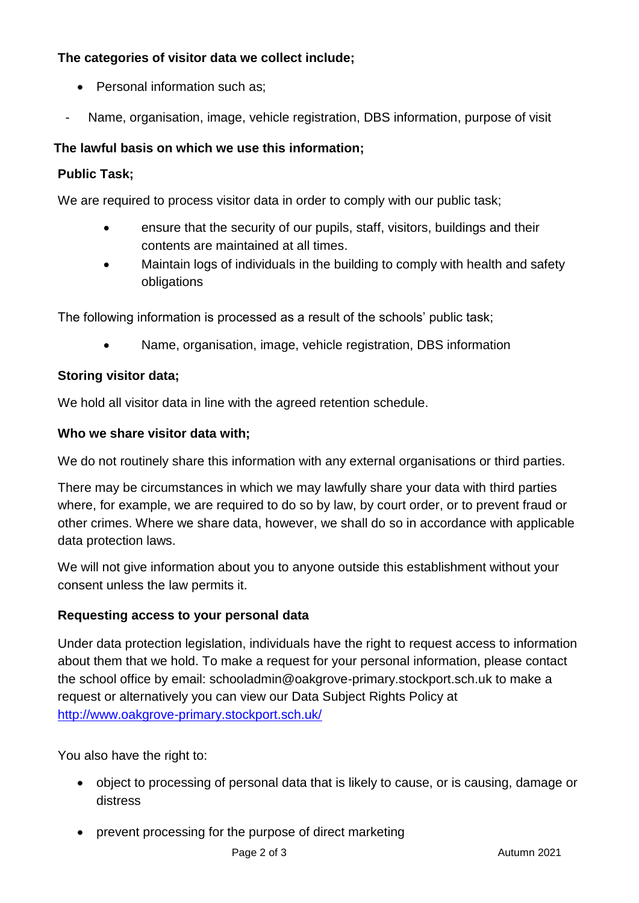**The categories of visitor data we collect include;**

- Personal information such as;
  - Name, organisation, image, vehicle registration, DBS information, purpose of visit

**The lawful basis on which we use this information;**

**Public Task;**

We are required to process visitor data in order to comply with our public task;

- ensure that the security of our pupils, staff, visitors, buildings and their contents are maintained at all times.
- Maintain logs of individuals in the building to comply with health and safety obligations

The following information is processed as a result of the schools' public task;

- Name, organisation, image, vehicle registration, DBS information

**Storing visitor data;**

We hold all visitor data in line with the agreed retention schedule.

**Who we share visitor data with;**

We do not routinely share this information with any external organisations or third parties.

There may be circumstances in which we may lawfully share your data with third parties where, for example, we are required to do so by law, by court order, or to prevent fraud or other crimes. Where we share data, however, we shall do so in accordance with applicable data protection laws.

We will not give information about you to anyone outside this establishment without your consent unless the law permits it.

**Requesting access to your personal data**

Under data protection legislation, individuals have the right to request access to information about them that we hold. To make a request for your personal information, please contact the school office by email: schooladmin@oakgrove-primary.stockport.sch.uk to make a request or alternatively you can view our Data Subject Rights Policy at [http://www.oakgrove-primary.stockport.sch.uk/](http://www.oakgrove-primary.stockport.sch.uk/)

You also have the right to:

- object to processing of personal data that is likely to cause, or is causing, damage or distress
- prevent processing for the purpose of direct marketing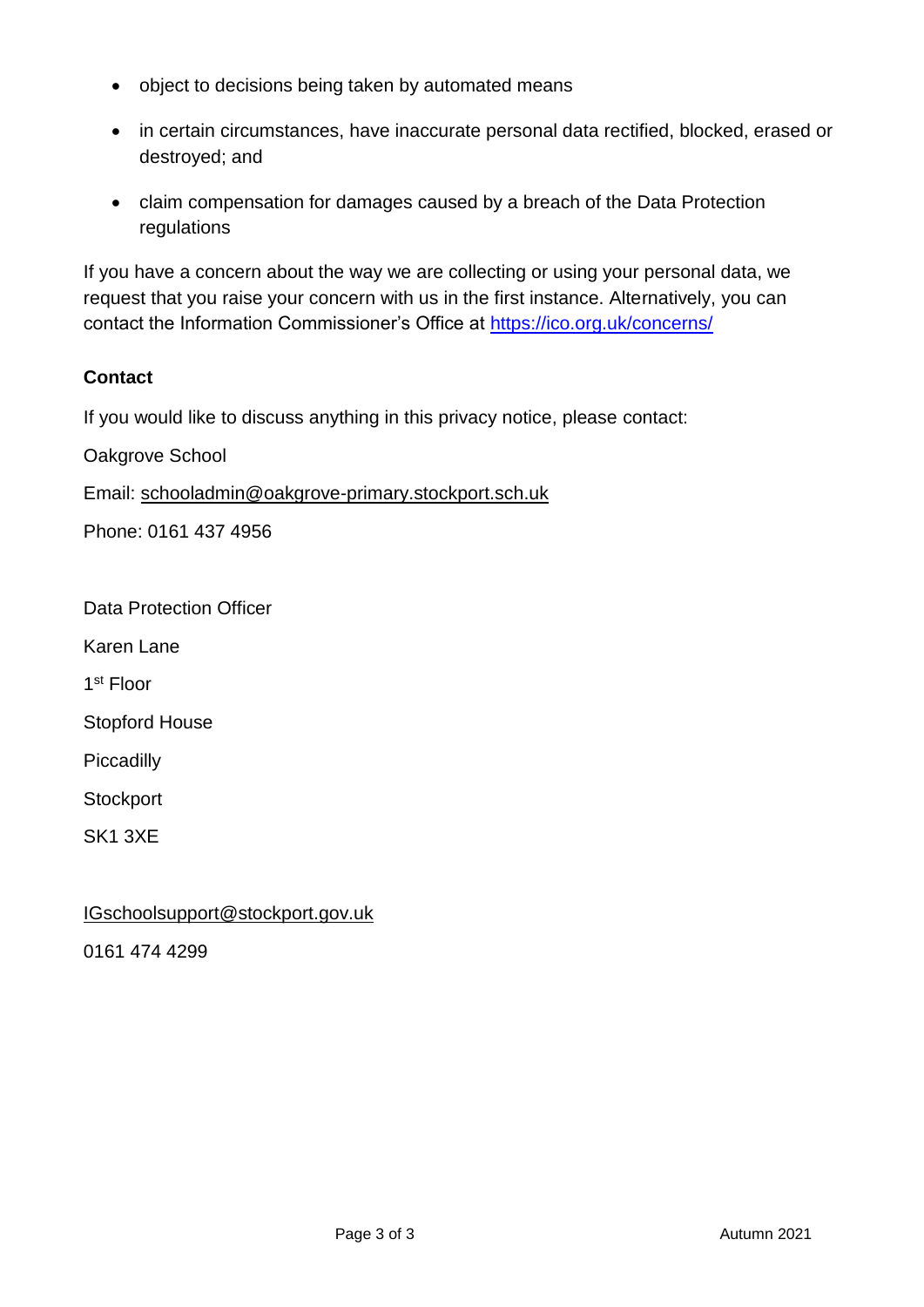- object to decisions being taken by automated means
- in certain circumstances, have inaccurate personal data rectified, blocked, erased or destroyed; and
- claim compensation for damages caused by a breach of the Data Protection regulations

If you have a concern about the way we are collecting or using your personal data, we request that you raise your concern with us in the first instance. Alternatively, you can contact the Information Commissioner's Office at https://ico.org.uk/concerns/

**Contact**

If you would like to discuss anything in this privacy notice, please contact:

Oakgrove School

Email: schooladmin@oakgrove-primary.stockport.sch.uk

Phone: 0161 437 4956

Data Protection Officer

Karen Lane

1st Floor

Stopford House

Piccadilly

Stockport

SK1 3XE

IGschoolsupport@stockport.gov.uk

0161 474 4299